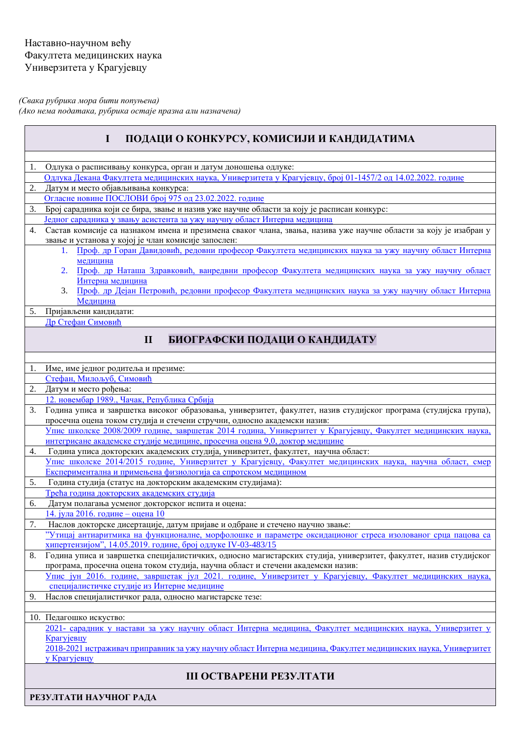Наставно-научном већу
Факултета медицинских наука
Универзитета у Крагујевцу

*(Свака рубрика мора бити попуњена)*
*(Ако нема података, рубрика остаје празна али назначена)*

## I ПОДАЦИ О КОНКУРСУ, КОМИСИЈИ И КАНДИДАТИМА

1. Одлука о расписивању конкурса, орган и датум доношења одлуке:
   Одлука Декана Факултета медицинских наука, Универзитета у Крагујевцу, број 01-1457/2 од 14.02.2022. године
2. Датум и место објављивања конкурса:
   Огласне новине ПОСЛОВИ број 975 од 23.02.2022. године
3. Број сарадника који се бира, звање и назив уже научне области за коју је расписан конкурс:
   Једног сарадника у звању асистента за ужу научну област Интерна медицина
4. Састав комисије са назнаком имена и презимена сваког члана, звања, назива уже научне области за коју је изабран у звање и установа у којој је члан комисије запослен:
   1. Проф. др Горан Давидовић, редовни професор Факултета медицинских наука за ужу научну област Интерна медицина
   2. Проф. др Наташа Здравковић, ванредни професор Факултета медицинских наука за ужу научну област Интерна медицина
   3. Проф. др Дејан Петровић, редовни професор Факултета медицинских наука за ужу научну област Интерна Медицина
5. Пријављени кандидати:
   Др Стефан Симовић

## II БИОГРАФСКИ ПОДАЦИ О КАНДИДАТУ

1. Име, име једног родитеља и презиме:
   Стефан, Милољуб, Симовић
2. Датум и место рођења:
   12. новембар 1989., Чачак, Република Србија
3. Година уписа и завршетка високог образовања, универзитет, факултет, назив студијског програма (студијска група), просечна оцена током студија и стечени стручни, односно академски назив:
   Упис школске 2008/2009 године, завршетак 2014 година, Универзитет у Крагујевцу, Факултет медицинских наука, интегрисане академске студије медицине, просечна оцена 9,0, доктор медицине
4. Година уписа докторских академских студија, универзитет, факултет, научна област:
   Упис школске 2014/2015 године, Универзитет у Крагујевцу, Факултет медицинских наука, научна област, смер Експериментална и примењена физиологија са спротском медицином
5. Година студија (статус на докторским академским студијама):
   Трећа година докторских академских студија
6. Датум полагања усменог докторског испита и оцена:
   14. јула 2016. године – оцена 10
7. Наслов докторске дисертације, датум пријаве и одбране и стечено научно звање:
   ”Утицај антиаритмика на функционалне, морфолошке и параметре оксидационог стреса изолованог срца пацова са хипертензијом”, 14.05.2019. године, број одлуке IV-03-483/15
8. Година уписа и завршетка специјалистичких, односно магистарских студија, универзитет, факултет, назив студијског програма, просечна оцена током студија, научна област и стечени академски назив:
   Упис јун 2016. године, завршетак јул 2021. године, Универзитет у Крагујевцу, Факултет медицинских наука, специјалистичке студије из Интерне медицине
9. Наслов специјалистичког рада, односно магистарске тезе:

10. Педагошко искуство:
    2021- сарадник у настави за ужу научну област Интерна медицина, Факултет медицинских наука, Универзитет у Крагујевцу
    2018-2021 истраживач приправник за ужу научну област Интерна медицина, Факултет медицинских наука, Универзитет у Крагујевцу

## III ОСТВАРЕНИ РЕЗУЛТАТИ

**РЕЗУЛТАТИ НАУЧНОГ РАДА**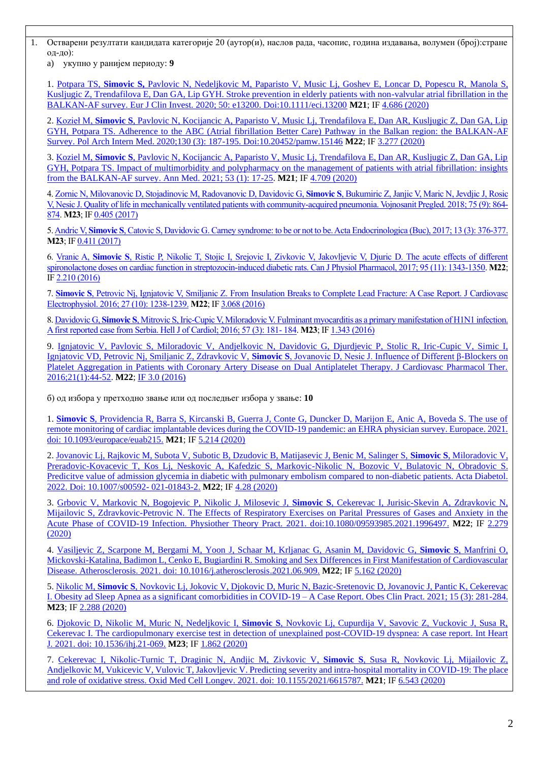1. Остварени резултати кандидата категорије 20 (аутор(и), наслов рада, часопис, година издавања, волумен (број):стране од-до):

   а) укупно у ранијем периоду: **9**

1. Potpara TS, **Simovic S,** Pavlovic N, Nedeljkovic M, Paparisto V, Music Lj, Goshev E, Loncar D, Popescu R, Manola S, Kusljugic Z, Trendafilova E, Dan GA, Lip GYH. Stroke prevention in elderly patients with non-valvular atrial fibrillation in the BALKAN-AF survey. Eur J Clin Invest. 2020; 50: e13200. Doi:10.1111/eci.13200 **M21**; IF 4.686 (2020)

2. Kozieł M, **Simovic S**, Pavlovic N, Kocijancic A, Paparisto V, Music Lj, Trendafilova E, Dan AR, Kusljugic Z, Dan GA, Lip GYH, Potpara TS. Adherence to the ABC (Atrial fibrillation Better Care) Pathway in the Balkan region: the BALKAN-AF Survey. Pol Arch Intern Med. 2020;130 (3): 187-195. Doi:10.20452/pamw.15146 **M22**; IF 3.277 (2020)

3. Koziel M, **Simovic S**, Pavlovic N, Kocijancic A, Paparisto V, Music Lj, Trendafilova E, Dan AR, Kusljugic Z, Dan GA, Lip GYH, Potpara TS. Impact of multimorbidity and polypharmacy on the management of patients with atrial fibrillation: insights from the BALKAN-AF survey. Ann Med. 2021; 53 (1): 17-25. **M21**; IF 4.709 (2020)

4. Zornic N, Milovanovic D, Stojadinovic M, Radovanovic D, Davidovic G, **Simovic S**, Bukumiric Z, Janjic V, Maric N, Jevdjic J, Rosic V, Nesic J. Quality of life in mechanically ventilated patients with community-acquired pneumonia. Vojnosanit Pregled. 2018; 75 (9): 864-874. **M23**; IF 0.405 (2017)

5. Andric V, **Simovic S**, Catovic S, Davidovic G. Carney syndrome: to be or not to be. Acta Endocrinologica (Buc), 2017; 13 (3): 376-377. **M23**; IF 0.411 (2017)

6. Vranic A, **Simovic S**, Ristic P, Nikolic T, Stojic I, Srejovic I, Zivkovic V, Jakovljevic V, Djuric D. The acute effects of different spironolactone doses on cardiac function in streptozocin-induced diabetic rats. Can J Physiol Pharmacol, 2017; 95 (11): 1343-1350. **M22**; IF 2.210 (2016)

7. **Simovic S**, Petrovic Nj, Ignjatovic V, Smiljanic Z. From Insulation Breaks to Complete Lead Fracture: A Case Report. J Cardiovasc Electrophysiol. 2016; 27 (10): 1238-1239. **M22**; IF 3.068 (2016)

8. Davidovic G, **Simovic S**, Mitrovic S, Iric-Cupic V, Miloradovic V. Fulminant myocarditis as a primary manifestation of H1N1 infection. A first reported case from Serbia. Hell J of Cardiol; 2016; 57 (3): 181- 184. **M23**; IF 1.343 (2016)

9. Ignjatovic V, Pavlovic S, Miloradovic V, Andjelkovic N, Davidovic G, Djurdjevic P, Stolic R, Iric-Cupic V, Simic I, Ignjatovic VD, Petrovic Nj, Smiljanic Z, Zdravkovic V, **Simovic S**, Jovanovic D, Nesic J. Influence of Different β-Blockers on Platelet Aggregation in Patients with Coronary Artery Disease on Dual Antiplatelet Therapy. J Cardiovasc Pharmacol Ther. 2016;21(1):44-52. **M22**; IF 3.0 (2016)

б) од избора у претходно звање или од последњег избора у звање: **10**

1. **Simovic S**, Providencia R, Barra S, Kircanski B, Guerra J, Conte G, Duncker D, Marijon E, Anic A, Boveda S. The use of remote monitoring of cardiac implantable devices during the COVID-19 pandemic: an EHRA physician survey. Europace. 2021. doi: 10.1093/europace/euab215. **M21**; IF 5.214 (2020)

2. Jovanovic Lj, Rajkovic M, Subota V, Subotic B, Dzudovic B, Matijasevic J, Benic M, Salinger S, **Simovic S**, Miloradovic V, Preradovic-Kovacevic T, Kos Lj, Neskovic A, Kafedzic S, Markovic-Nikolic N, Bozovic V, Bulatovic N, Obradovic S. Predicitve value of admission glycemia in diabetic with pulmonary embolism compared to non-diabetic patients. Acta Diabetol. 2022. Doi: 10.1007/s00592- 021-01843-2. **M22**; IF 4.28 (2020)

3. Grbovic V, Markovic N, Bogojevic P, Nikolic J, Milosevic J, **Simovic S**, Cekerevac I, Jurisic-Skevin A, Zdravkovic N, Mijailovic S, Zdravkovic-Petrovic N. The Effects of Respiratory Exercises on Parital Pressures of Gases and Anxiety in the Acute Phase of COVID-19 Infection. Physiother Theory Pract. 2021. doi:10.1080/09593985.2021.1996497. **M22**; IF 2.279 (2020)

4. Vasiljevic Z, Scarpone M, Bergami M, Yoon J, Schaar M, Krljanac G, Asanin M, Davidovic G, **Simovic S**, Manfrini O, Mickovski-Katalina, Badimon L, Cenko E, Bugiardini R. Smoking and Sex Differences in First Manifestation of Cardiovascular Disease. Atherosclerosis. 2021. doi: 10.1016/j.atherosclerosis.2021.06.909. **M22**; IF 5.162 (2020)

5. Nikolic M, **Simovic S**, Novkovic Lj, Jokovic V, Djokovic D, Muric N, Bazic-Sretenovic D, Jovanovic J, Pantic K, Cekerevac I. Obesity ad Sleep Apnea as a significant comorbidities in COVID-19 – A Case Report. Obes Clin Pract. 2021; 15 (3): 281-284. **M23**; IF 2.288 (2020)

6. Djokovic D, Nikolic M, Muric N, Nedeljkovic I, **Simovic S**, Novkovic Lj, Cupurdija V, Savovic Z, Vuckovic J, Susa R, Cekerevac I. The cardiopulmonary exercise test in detection of unexplained post-COVID-19 dyspnea: A case report. Int Heart J. 2021. doi: 10.1536/ihj.21-069. **M23**; IF 1.862 (2020)

7. Cekerevac I, Nikolic-Turnic T, Draginic N, Andjic M, Zivkovic V, **Simovic S**, Susa R, Novkovic Lj, Mijailovic Z, Andjelkovic M, Vukicevic V, Vulovic T, Jakovljevic V. Predicting severity and intra-hospital mortality in COVID-19: The place and role of oxidative stress. Oxid Med Cell Longev. 2021. doi: 10.1155/2021/6615787. **M21**; IF 6.543 (2020)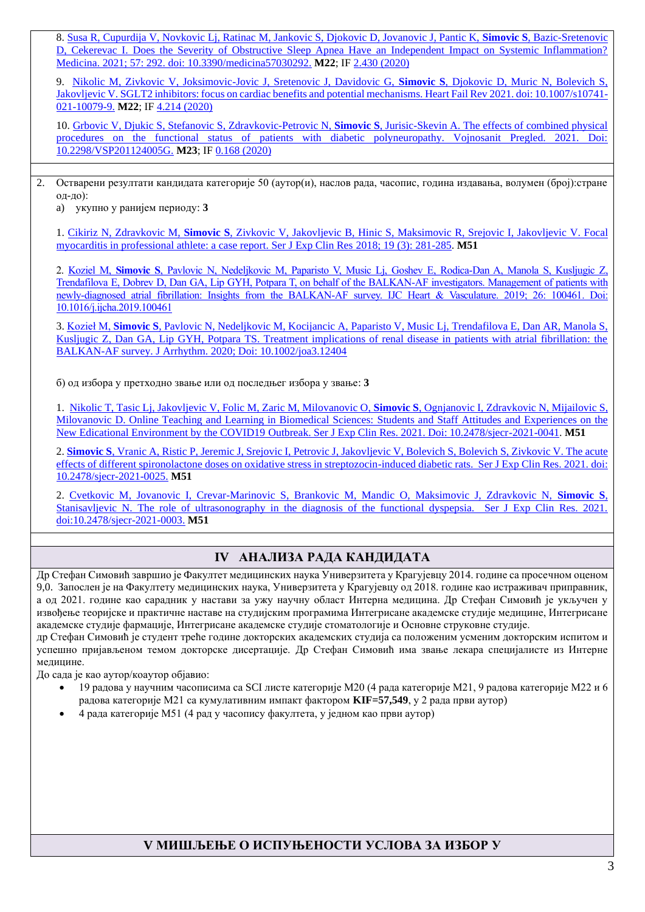8. Susa R, Cupurdija V, Novkovic Lj, Ratinac M, Jankovic S, Djokovic D, Jovanovic J, Pantic K, **Simovic S**, Bazic-Sretenovic D, Cekerevac I. Does the Severity of Obstructive Sleep Apnea Have an Independent Impact on Systemic Inflammation? Medicina. 2021; 57: 292. doi: 10.3390/medicina57030292. **M22**; IF 2.430 (2020)

9. Nikolic M, Zivkovic V, Joksimovic-Jovic J, Sretenovic J, Davidovic G, **Simovic S**, Djokovic D, Muric N, Bolevich S, Jakovljevic V. SGLT2 inhibitors: focus on cardiac benefits and potential mechanisms. Heart Fail Rev 2021. doi: 10.1007/s10741-021-10079-9. **M22**; IF 4.214 (2020)

10. Grbovic V, Djukic S, Stefanovic S, Zdravkovic-Petrovic N, **Simovic S**, Jurisic-Skevin A. The effects of combined physical procedures on the functional status of patients with diabetic polyneuropathy. Vojnosanit Pregled. 2021. Doi: 10.2298/VSP201124005G. **M23**; IF 0.168 (2020)

2. Остварени резултати кандидата категорије 50 (аутор(и), наслов рада, часопис, година издавања, волумен (број):стране од-до):

   а) укупно у ранијем периоду: **3**

1. Cikiriz N, Zdravkovic M, **Simovic S**, Zivkovic V, Jakovljevic B, Hinic S, Maksimovic R, Srejovic I, Jakovljevic V. Focal myocarditis in professional athlete: a case report. Ser J Exp Clin Res 2018; 19 (3): 281-285. **M51**

2. Koziel M, **Simovic S**, Pavlovic N, Nedeljkovic M, Paparisto V, Music Lj, Goshev E, Rodica-Dan A, Manola S, Kusljugic Z, Trendafilova E, Dobrev D, Dan GA, Lip GYH, Potpara T, on behalf of the BALKAN-AF investigators. Management of patients with newly-diagnosed atrial fibrillation: Insights from the BALKAN-AF survey. IJC Heart & Vasculature. 2019; 26: 100461. Doi: 10.1016/j.ijcha.2019.100461

3. Kozieł M, **Simovic S**, Pavlovic N, Nedeljkovic M, Kocijancic A, Paparisto V, Music Lj, Trendafilova E, Dan AR, Manola S, Kusljugic Z, Dan GA, Lip GYH, Potpara TS. Treatment implications of renal disease in patients with atrial fibrillation: the BALKAN-AF survey. J Arrhythm. 2020; Doi: 10.1002/joa3.12404

б) од избора у претходно звање или од последњег избора у звање: **3**

1. Nikolic T, Tasic Lj, Jakovljevic V, Folic M, Zaric M, Milovanovic O, **Simovic S**, Ognjanovic I, Zdravkovic N, Mijailovic S, Milovanovic D. Online Teaching and Learning in Biomedical Sciences: Students and Staff Attitudes and Experiences on the New Edicational Environment by the COVID19 Outbreak. Ser J Exp Clin Res. 2021. Doi: 10.2478/sjecr-2021-0041. **M51**

2. **Simovic S**, Vranic A, Ristic P, Jeremic J, Srejovic I, Petrovic J, Jakovljevic V, Bolevich S, Bolevich S, Zivkovic V. The acute effects of different spironolactone doses on oxidative stress in streptozocin-induced diabetic rats. Ser J Exp Clin Res. 2021. doi: 10.2478/sjecr-2021-0025. **M51**

2. Cvetkovic M, Jovanovic I, Crevar-Marinovic S, Brankovic M, Mandic O, Maksimovic J, Zdravkovic N, **Simovic S**, Stanisavljevic N. The role of ultrasonography in the diagnosis of the functional dyspepsia. Ser J Exp Clin Res. 2021. doi:10.2478/sjecr-2021-0003. **M51**

## IV АНАЛИЗА РАДА КАНДИДАТА

Др Стефан Симовић завршио је Факултет медицинских наука Универзитета у Крагујевцу 2014. године са просечном оценом 9,0. Запослен је на Факултету медицинских наука, Универзитета у Крагујевцу од 2018. године као истраживач приправник, а од 2021. године као сарадник у настави за ужу научну област Интерна медицина. Др Стефан Симовић је укључен у извођење теоријске и практичне наставе на студијским програмима Интегрисане академске студије медицине, Интегрисане академске студије фармације, Интегрисане академске студије стоматологије и Основне струковне студије.

др Стефан Симовић је студент треће године докторских академских студија са положеним усменим докторским испитом и успешно пријављеном темом докторске дисертације. Др Стефан Симовић има звање лекара специјалисте из Интерне медицине.

До сада је као аутор/коаутор објавио:

- 19 радова у научним часописима са SCI листе категорије M20 (4 рада категорије M21, 9 радова категорије M22 и 6 радова категорије M21 са кумулативним импакт фактором **KIF=57,549**, у 2 рада први аутор)
- 4 рада категорије M51 (4 рад у часопису факултета, у једном као први аутор)

## V МИШЉЕЊЕ О ИСПУЊЕНОСТИ УСЛОВА ЗА ИЗБОР У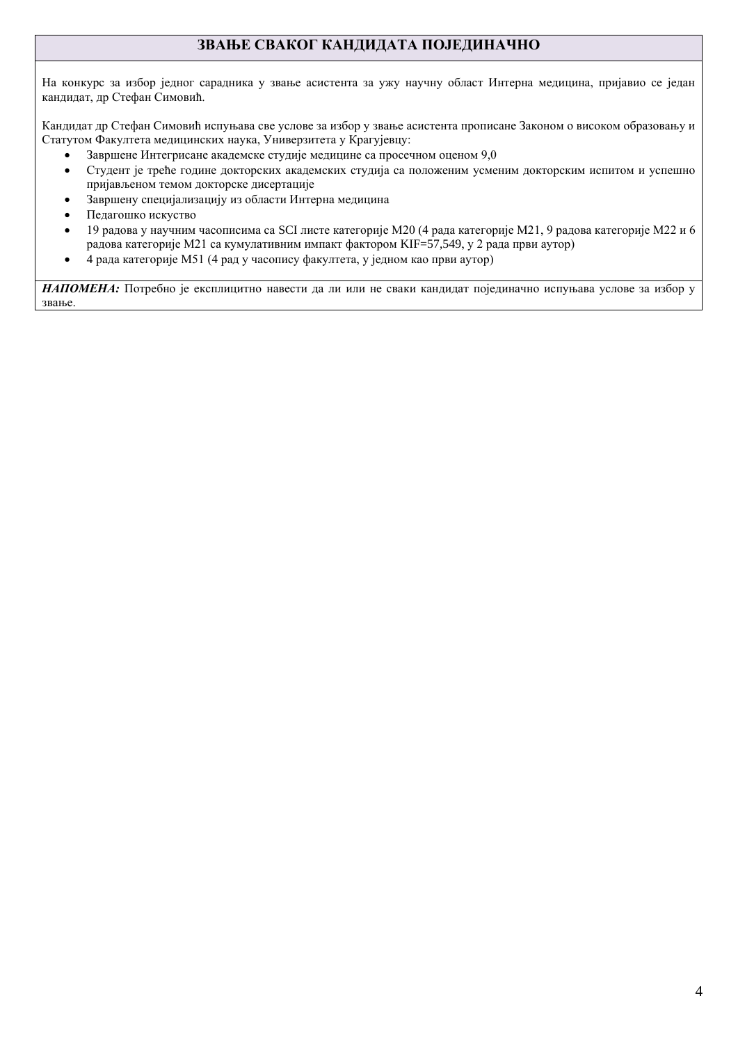## ЗВАЊЕ СВАКОГ КАНДИДАТА ПОЈЕДИНАЧНО

На конкурс за избор једног сарадника у звање асистента за ужу научну област Интерна медицина, пријавио се један кандидат, др Стефан Симовић.

Кандидат др Стефан Симовић испуњава све услове за избор у звање асистента прописане Законом о високом образовању и Статутом Факултета медицинских наука, Универзитета у Крагујевцу:

- Завршене Интегрисане академске студије медицине са просечном оценом 9,0
- Студент је треће године докторских академских студија са положеним усменим докторским испитом и успешно пријављеном темом докторске дисертације
- Завршену специјализацију из области Интерна медицина
- Педагошко искуство
- 19 радова у научним часописима са SCI листе категорије M20 (4 рада категорије M21, 9 радова категорије M22 и 6 радова категорије M21 са кумулативним импакт фактором KIF=57,549, у 2 рада први аутор)
- 4 рада категорије M51 (4 рад у часопису факултета, у једном као први аутор)

***НАПОМЕНА:*** Потребно је експлицитно навести да ли или не сваки кандидат појединачно испуњава услове за избор у звање.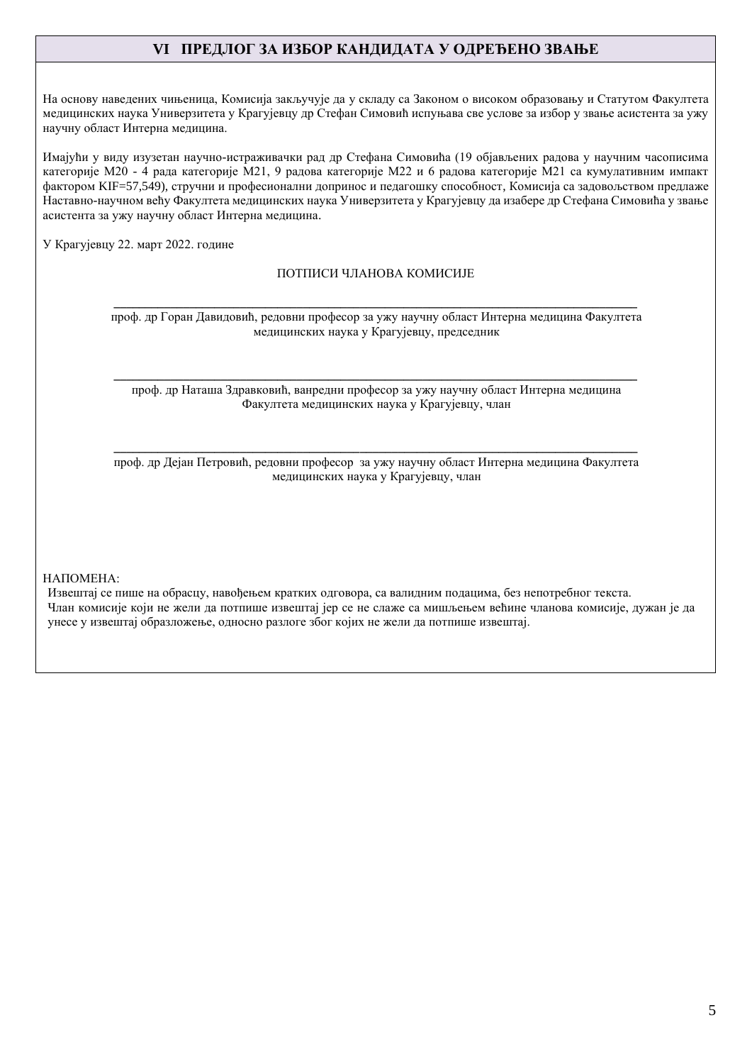## VI ПРЕДЛОГ ЗА ИЗБОР КАНДИДАТА У ОДРЕЂЕНО ЗВАЊЕ

На основу наведених чињеница, Комисија закључује да у складу са Законом о високом образовању и Статутом Факултета медицинских наука Универзитета у Крагујевцу др Стефан Симовић испуњава све услове за избор у звање асистента за ужу научну област Интерна медицина.

Имајући у виду изузетан научно-истраживачки рад др Стефана Симовића (19 објављених радова у научним часописима категорије М20 - 4 рада категорије М21, 9 радова категорије М22 и 6 радова категорије М21 са кумулативним импакт фактором KIF=57,549), стручни и професионални допринос и педагошку способност, Комисија са задовољством предлаже Наставно-научном већу Факултета медицинских наука Универзитета у Крагујевцу да изабере др Стефана Симовића у звање асистента за ужу научну област Интерна медицина.

У Крагујевцу 22. март 2022. године

ПОТПИСИ ЧЛАНОВА КОМИСИЈЕ

\_\_\_\_\_\_\_\_\_\_\_\_\_\_\_\_\_\_\_\_\_\_\_\_\_\_\_\_\_\_\_\_\_\_\_\_\_\_\_\_\_\_\_\_\_\_\_\_\_\_\_\_\_\_\_\_

проф. др Горан Давидовић, редовни професор за ужу научну област Интерна медицина Факултета медицинских наука у Крагујевцу, председник

\_\_\_\_\_\_\_\_\_\_\_\_\_\_\_\_\_\_\_\_\_\_\_\_\_\_\_\_\_\_\_\_\_\_\_\_\_\_\_\_\_\_\_\_\_\_\_\_\_\_\_\_\_\_\_\_

проф. др Наташа Здравковић, ванредни професор за ужу научну област Интерна медицина Факултета медицинских наука у Крагујевцу, члан

\_\_\_\_\_\_\_\_\_\_\_\_\_\_\_\_\_\_\_\_\_\_\_\_\_\_\_\_\_\_\_\_\_\_\_\_\_\_\_\_\_\_\_\_\_\_\_\_\_\_\_\_\_\_\_\_

проф. др Дејан Петровић, редовни професор за ужу научну област Интерна медицина Факултета медицинских наука у Крагујевцу, члан

НАПОМЕНА:

Извештај се пише на обрасцу, навођењем кратких одговора, са валидним подацима, без непотребног текста.
Члан комисије који не жели да потпише извештај јер се не слаже са мишљењем већине чланова комисије, дужан је да унесе у извештај образложење, односно разлоге због којих не жели да потпише извештај.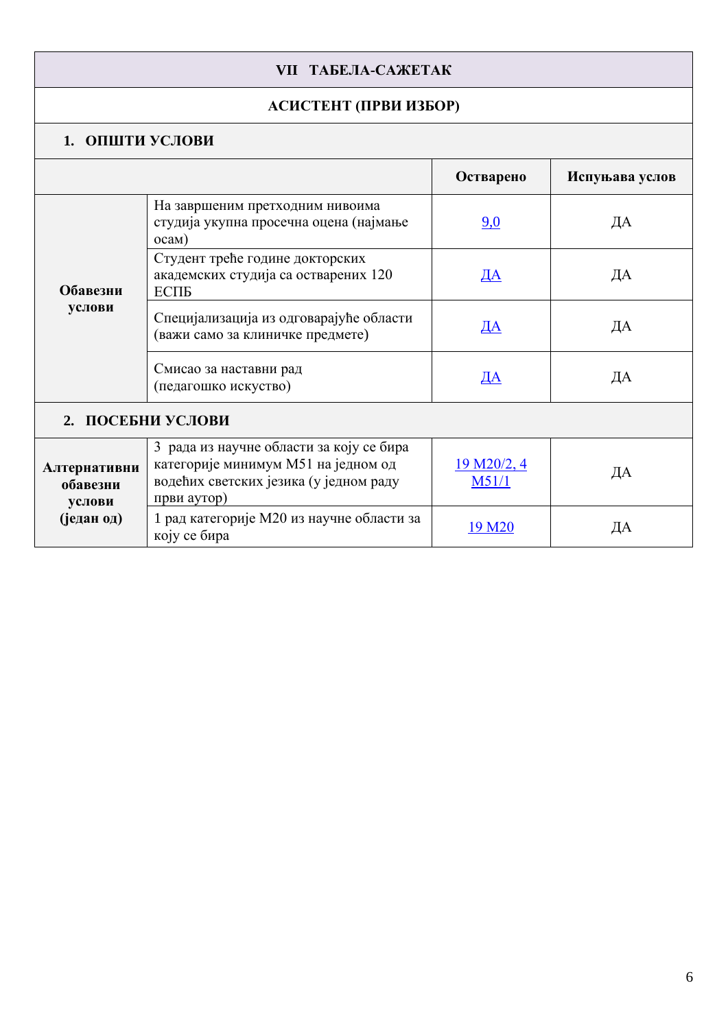| VII ТАБЕЛА-САЖЕТАК | | | |
|---|---|---|---|
| **АСИСТЕНТ (ПРВИ ИЗБОР)** | | | |
| **1. ОПШТИ УСЛОВИ** | | | |
| | | **Остварено** | **Испуњава услов** |
| **Обавезни услови** | На завршеним претходним нивоима студија укупна просечна оцена (најмање осам) | 9,0 | ДА |
| | Студент треће године докторских академских студија са остварених 120 ЕСПБ | ДА | ДА |
| | Специјализација из одговарајуће области (важи само за клиничке предмете) | ДА | ДА |
| | Смисао за наставни рад (педагошко искуство) | ДА | ДА |
| **2. ПОСЕБНИ УСЛОВИ** | | | |
| **Алтернативни обавезни услови (један од)** | 3 рада из научне области за коју се бира категорије минимум М51 на једном од водећих светских језика (у једном раду први аутор) | 19 М20/2, 4 М51/1 | ДА |
| | 1 рад категорије М20 из научне области за коју се бира | 19 М20 | ДА |